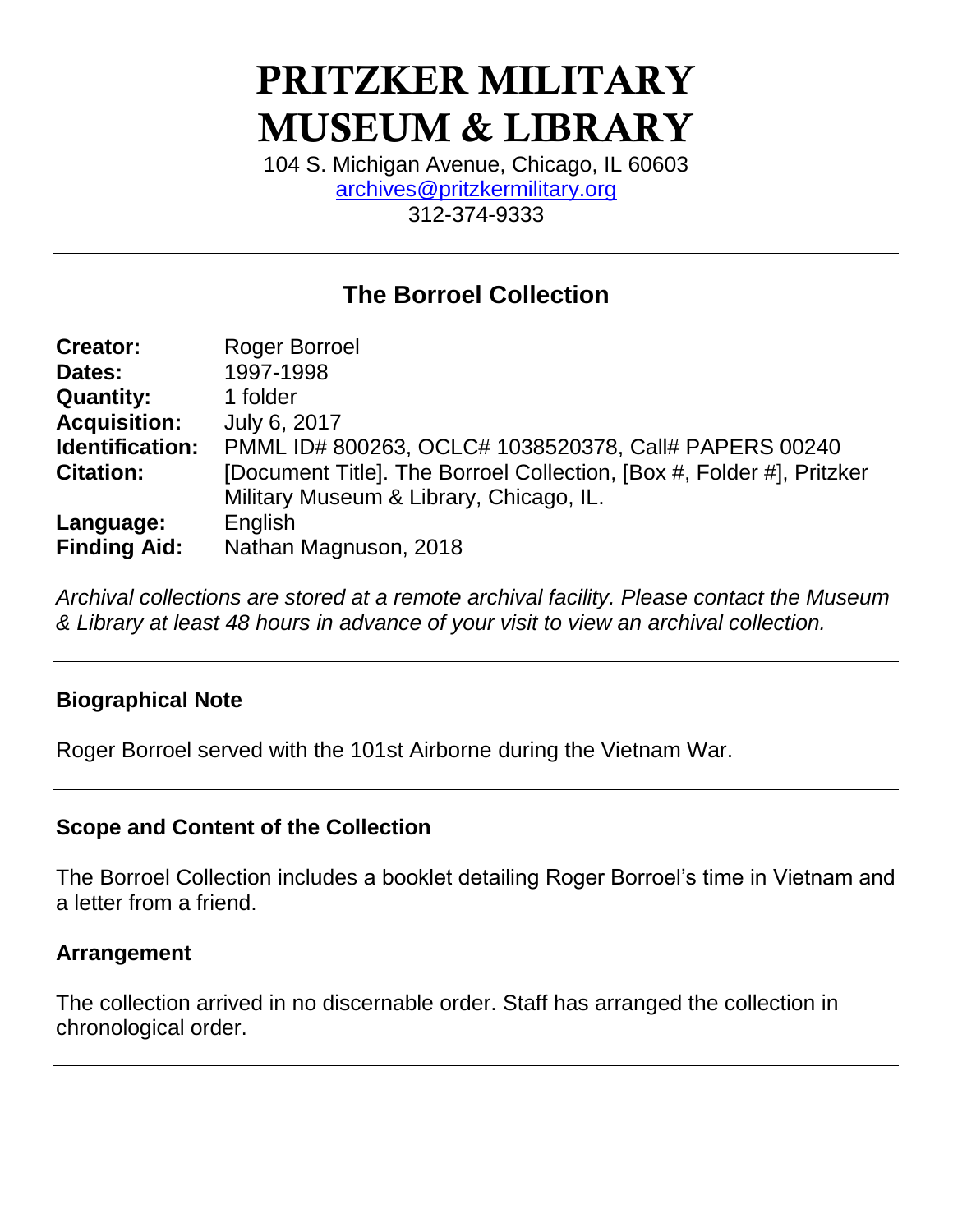# PRITZKER MILITARY MUSEUM & LIBRARY

104 S. Michigan Avenue, Chicago, IL 60603
archives@pritzkermilitary.org
312-374-9333

---

## The Borroel Collection

| | |
|---|---|
| **Creator:** | Roger Borroel |
| **Dates:** | 1997-1998 |
| **Quantity:** | 1 folder |
| **Acquisition:** | July 6, 2017 |
| **Identification:** | PMML ID# 800263, OCLC# 1038520378, Call# PAPERS 00240 |
| **Citation:** | [Document Title]. The Borroel Collection, [Box #, Folder #], Pritzker Military Museum & Library, Chicago, IL. |
| **Language:** | English |
| **Finding Aid:** | Nathan Magnuson, 2018 |

*Archival collections are stored at a remote archival facility. Please contact the Museum & Library at least 48 hours in advance of your visit to view an archival collection.*

---

### Biographical Note

Roger Borroel served with the 101st Airborne during the Vietnam War.

---

### Scope and Content of the Collection

The Borroel Collection includes a booklet detailing Roger Borroel's time in Vietnam and a letter from a friend.

### Arrangement

The collection arrived in no discernable order. Staff has arranged the collection in chronological order.

---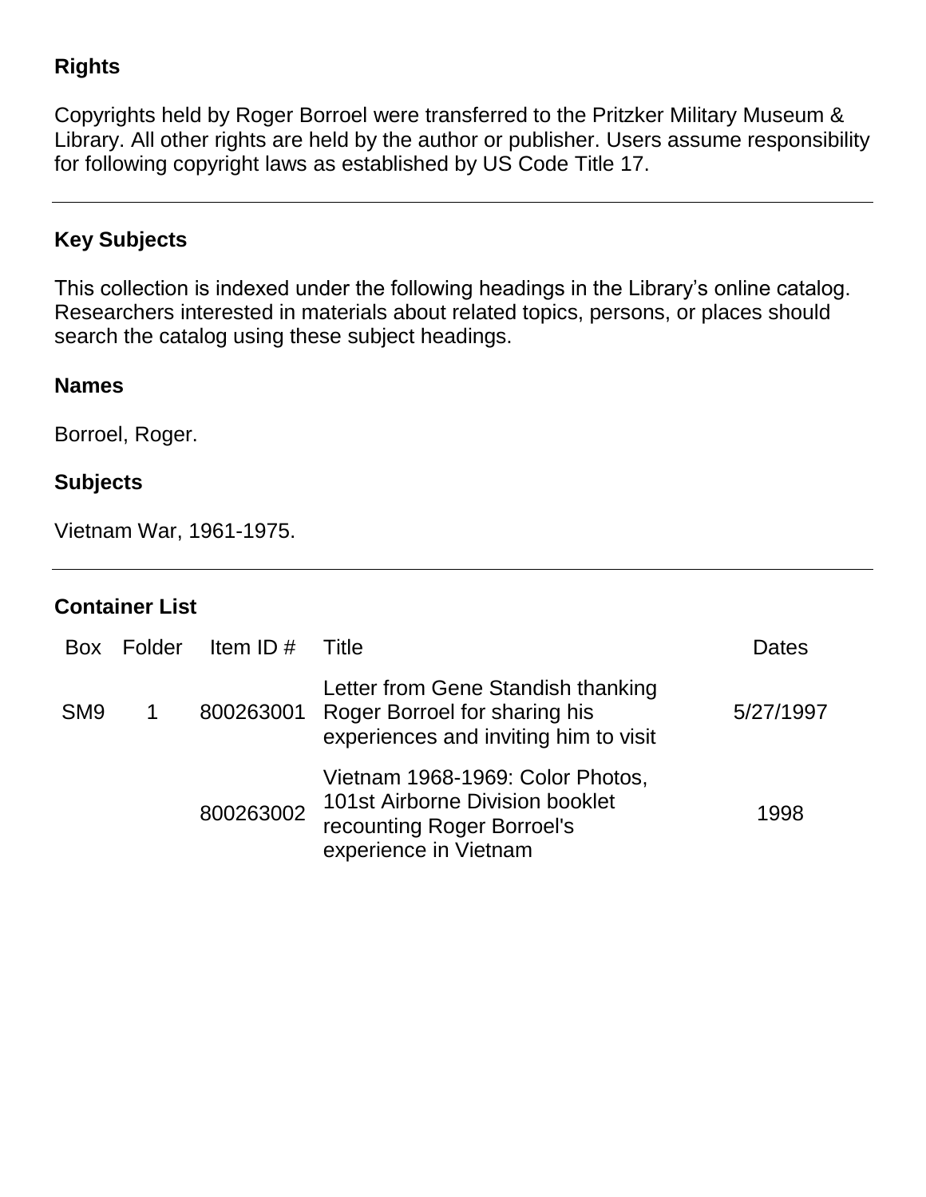## Rights

Copyrights held by Roger Borroel were transferred to the Pritzker Military Museum & Library. All other rights are held by the author or publisher. Users assume responsibility for following copyright laws as established by US Code Title 17.

---

## Key Subjects

This collection is indexed under the following headings in the Library's online catalog. Researchers interested in materials about related topics, persons, or places should search the catalog using these subject headings.

### Names

Borroel, Roger.

### Subjects

Vietnam War, 1961-1975.

---

## Container List

| Box | Folder | Item ID # | Title | Dates |
|---|---|---|---|---|
| SM9 | 1 | 800263001 | Letter from Gene Standish thanking Roger Borroel for sharing his experiences and inviting him to visit | 5/27/1997 |
| | | 800263002 | Vietnam 1968-1969: Color Photos, 101st Airborne Division booklet recounting Roger Borroel's experience in Vietnam | 1998 |